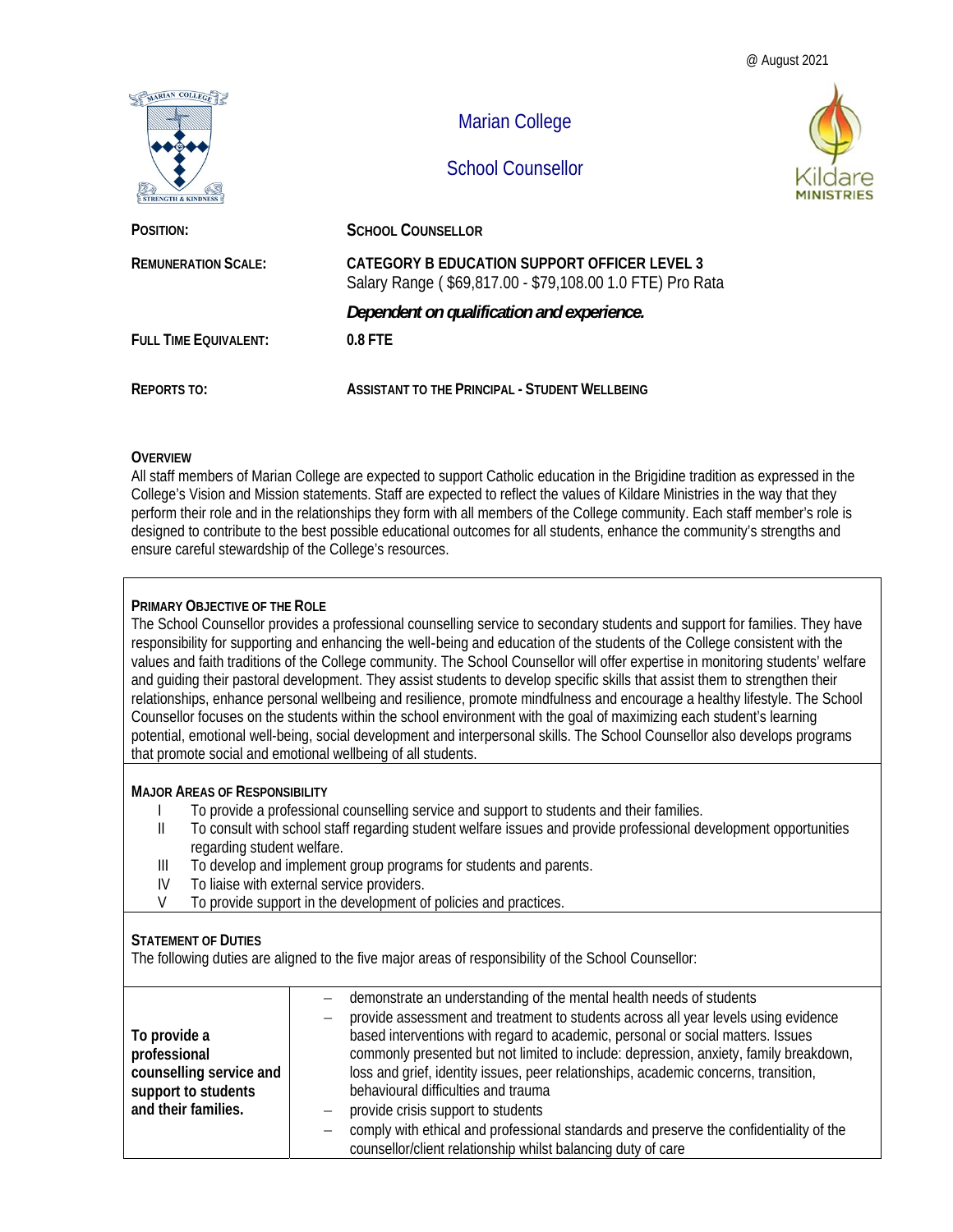@ August 2021

# Marian College

## School Counsellor

| | |
|---|---|
| **POSITION:** | **SCHOOL COUNSELLOR** |
| **REMUNERATION SCALE:** | **CATEGORY B EDUCATION SUPPORT OFFICER LEVEL 3**<br>Salary Range ( $69,817.00 - $79,108.00 1.0 FTE) Pro Rata<br>***Dependent on qualification and experience.*** |
| **FULL TIME EQUIVALENT:** | **0.8 FTE** |
| **REPORTS TO:** | **ASSISTANT TO THE PRINCIPAL - STUDENT WELLBEING** |

### OVERVIEW

All staff members of Marian College are expected to support Catholic education in the Brigidine tradition as expressed in the College's Vision and Mission statements. Staff are expected to reflect the values of Kildare Ministries in the way that they perform their role and in the relationships they form with all members of the College community. Each staff member's role is designed to contribute to the best possible educational outcomes for all students, enhance the community's strengths and ensure careful stewardship of the College's resources.

### PRIMARY OBJECTIVE OF THE ROLE

The School Counsellor provides a professional counselling service to secondary students and support for families. They have responsibility for supporting and enhancing the well-being and education of the students of the College consistent with the values and faith traditions of the College community. The School Counsellor will offer expertise in monitoring students' welfare and guiding their pastoral development. They assist students to develop specific skills that assist them to strengthen their relationships, enhance personal wellbeing and resilience, promote mindfulness and encourage a healthy lifestyle. The School Counsellor focuses on the students within the school environment with the goal of maximizing each student's learning potential, emotional well-being, social development and interpersonal skills. The School Counsellor also develops programs that promote social and emotional wellbeing of all students.

### MAJOR AREAS OF RESPONSIBILITY

- I To provide a professional counselling service and support to students and their families.
- II To consult with school staff regarding student welfare issues and provide professional development opportunities regarding student welfare.
- III To develop and implement group programs for students and parents.
- IV To liaise with external service providers.
- V To provide support in the development of policies and practices.

### STATEMENT OF DUTIES

The following duties are aligned to the five major areas of responsibility of the School Counsellor:

| | |
|---|---|
| **To provide a professional counselling service and support to students and their families.** | – demonstrate an understanding of the mental health needs of students<br>– provide assessment and treatment to students across all year levels using evidence based interventions with regard to academic, personal or social matters. Issues commonly presented but not limited to include: depression, anxiety, family breakdown, loss and grief, identity issues, peer relationships, academic concerns, transition, behavioural difficulties and trauma<br>– provide crisis support to students<br>– comply with ethical and professional standards and preserve the confidentiality of the counsellor/client relationship whilst balancing duty of care |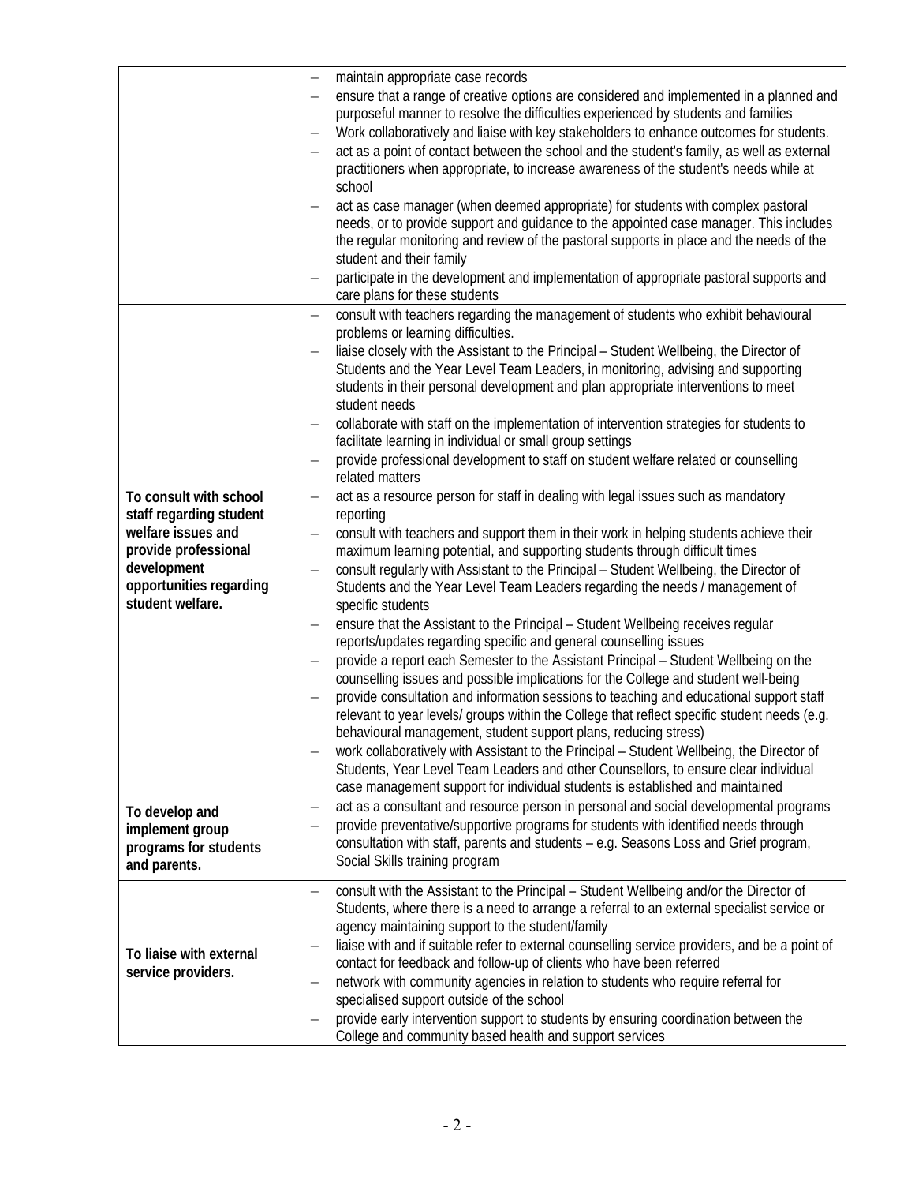| | |
|---|---|
| | – maintain appropriate case records<br>– ensure that a range of creative options are considered and implemented in a planned and purposeful manner to resolve the difficulties experienced by students and families<br>– Work collaboratively and liaise with key stakeholders to enhance outcomes for students.<br>– act as a point of contact between the school and the student's family, as well as external practitioners when appropriate, to increase awareness of the student's needs while at school<br>– act as case manager (when deemed appropriate) for students with complex pastoral needs, or to provide support and guidance to the appointed case manager. This includes the regular monitoring and review of the pastoral supports in place and the needs of the student and their family<br>– participate in the development and implementation of appropriate pastoral supports and care plans for these students |
| **To consult with school staff regarding student welfare issues and provide professional development opportunities regarding student welfare.** | – consult with teachers regarding the management of students who exhibit behavioural problems or learning difficulties.<br>– liaise closely with the Assistant to the Principal – Student Wellbeing, the Director of Students and the Year Level Team Leaders, in monitoring, advising and supporting students in their personal development and plan appropriate interventions to meet student needs<br>– collaborate with staff on the implementation of intervention strategies for students to facilitate learning in individual or small group settings<br>– provide professional development to staff on student welfare related or counselling related matters<br>– act as a resource person for staff in dealing with legal issues such as mandatory reporting<br>– consult with teachers and support them in their work in helping students achieve their maximum learning potential, and supporting students through difficult times<br>– consult regularly with Assistant to the Principal – Student Wellbeing, the Director of Students and the Year Level Team Leaders regarding the needs / management of specific students<br>– ensure that the Assistant to the Principal – Student Wellbeing receives regular reports/updates regarding specific and general counselling issues<br>– provide a report each Semester to the Assistant Principal – Student Wellbeing on the counselling issues and possible implications for the College and student well-being<br>– provide consultation and information sessions to teaching and educational support staff relevant to year levels/ groups within the College that reflect specific student needs (e.g. behavioural management, student support plans, reducing stress)<br>– work collaboratively with Assistant to the Principal – Student Wellbeing, the Director of Students, Year Level Team Leaders and other Counsellors, to ensure clear individual case management support for individual students is established and maintained |
| **To develop and implement group programs for students and parents.** | – act as a consultant and resource person in personal and social developmental programs<br>– provide preventative/supportive programs for students with identified needs through consultation with staff, parents and students – e.g. Seasons Loss and Grief program, Social Skills training program |
| **To liaise with external service providers.** | – consult with the Assistant to the Principal – Student Wellbeing and/or the Director of Students, where there is a need to arrange a referral to an external specialist service or agency maintaining support to the student/family<br>– liaise with and if suitable refer to external counselling service providers, and be a point of contact for feedback and follow-up of clients who have been referred<br>– network with community agencies in relation to students who require referral for specialised support outside of the school<br>– provide early intervention support to students by ensuring coordination between the College and community based health and support services |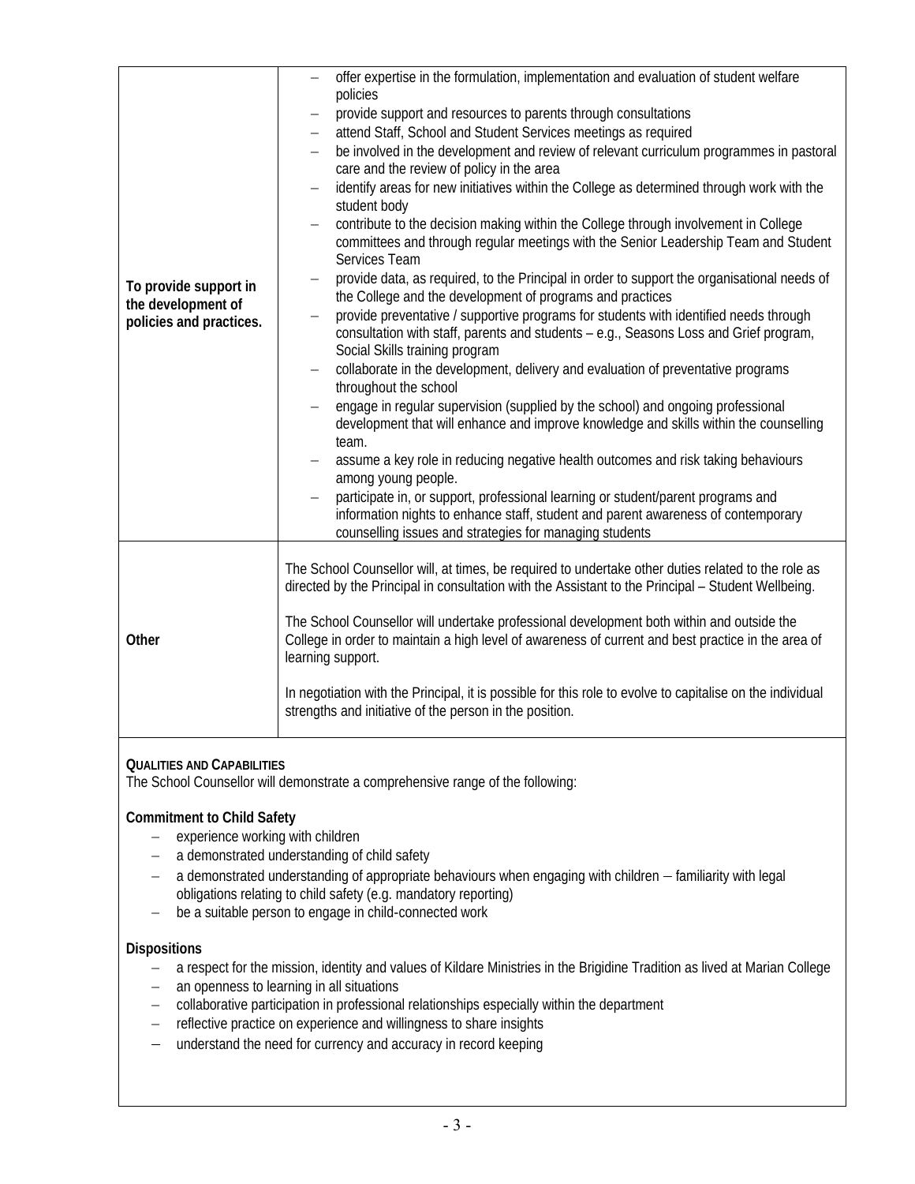| | |
|---|---|
| **To provide support in the development of policies and practices.** | – offer expertise in the formulation, implementation and evaluation of student welfare policies<br>– provide support and resources to parents through consultations<br>– attend Staff, School and Student Services meetings as required<br>– be involved in the development and review of relevant curriculum programmes in pastoral care and the review of policy in the area<br>– identify areas for new initiatives within the College as determined through work with the student body<br>– contribute to the decision making within the College through involvement in College committees and through regular meetings with the Senior Leadership Team and Student Services Team<br>– provide data, as required, to the Principal in order to support the organisational needs of the College and the development of programs and practices<br>– provide preventative / supportive programs for students with identified needs through consultation with staff, parents and students – e.g., Seasons Loss and Grief program, Social Skills training program<br>– collaborate in the development, delivery and evaluation of preventative programs throughout the school<br>– engage in regular supervision (supplied by the school) and ongoing professional development that will enhance and improve knowledge and skills within the counselling team.<br>– assume a key role in reducing negative health outcomes and risk taking behaviours among young people.<br>– participate in, or support, professional learning or student/parent programs and information nights to enhance staff, student and parent awareness of contemporary counselling issues and strategies for managing students |
| **Other** | The School Counsellor will, at times, be required to undertake other duties related to the role as directed by the Principal in consultation with the Assistant to the Principal – Student Wellbeing.<br><br>The School Counsellor will undertake professional development both within and outside the College in order to maintain a high level of awareness of current and best practice in the area of learning support.<br><br>In negotiation with the Principal, it is possible for this role to evolve to capitalise on the individual strengths and initiative of the person in the position. |

**QUALITIES AND CAPABILITIES**

The School Counsellor will demonstrate a comprehensive range of the following:

**Commitment to Child Safety**

- experience working with children
- a demonstrated understanding of child safety
- a demonstrated understanding of appropriate behaviours when engaging with children – familiarity with legal obligations relating to child safety (e.g. mandatory reporting)
- be a suitable person to engage in child-connected work

**Dispositions**

- a respect for the mission, identity and values of Kildare Ministries in the Brigidine Tradition as lived at Marian College
- an openness to learning in all situations
- collaborative participation in professional relationships especially within the department
- reflective practice on experience and willingness to share insights
- understand the need for currency and accuracy in record keeping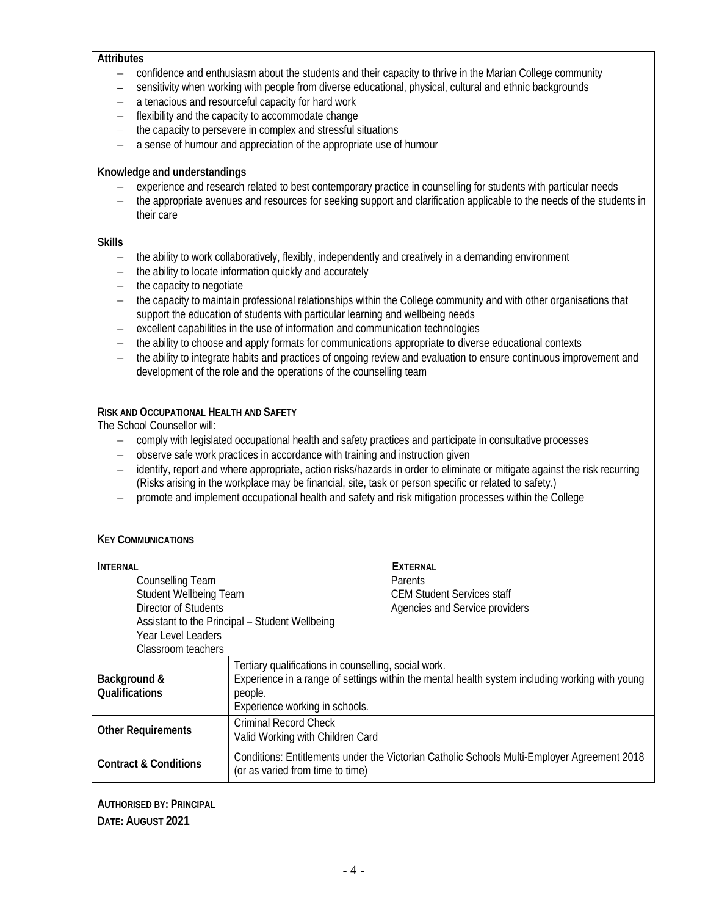**Attributes**

- confidence and enthusiasm about the students and their capacity to thrive in the Marian College community
- sensitivity when working with people from diverse educational, physical, cultural and ethnic backgrounds
- a tenacious and resourceful capacity for hard work
- flexibility and the capacity to accommodate change
- the capacity to persevere in complex and stressful situations
- a sense of humour and appreciation of the appropriate use of humour

**Knowledge and understandings**

- experience and research related to best contemporary practice in counselling for students with particular needs
- the appropriate avenues and resources for seeking support and clarification applicable to the needs of the students in their care

**Skills**

- the ability to work collaboratively, flexibly, independently and creatively in a demanding environment
- the ability to locate information quickly and accurately
- the capacity to negotiate
- the capacity to maintain professional relationships within the College community and with other organisations that support the education of students with particular learning and wellbeing needs
- excellent capabilities in the use of information and communication technologies
- the ability to choose and apply formats for communications appropriate to diverse educational contexts
- the ability to integrate habits and practices of ongoing review and evaluation to ensure continuous improvement and development of the role and the operations of the counselling team

**RISK AND OCCUPATIONAL HEALTH AND SAFETY**

The School Counsellor will:

- comply with legislated occupational health and safety practices and participate in consultative processes
- observe safe work practices in accordance with training and instruction given
- identify, report and where appropriate, action risks/hazards in order to eliminate or mitigate against the risk recurring (Risks arising in the workplace may be financial, site, task or person specific or related to safety.)
- promote and implement occupational health and safety and risk mitigation processes within the College

**KEY COMMUNICATIONS**

**INTERNAL**

Counselling Team
Student Wellbeing Team
Director of Students
Assistant to the Principal – Student Wellbeing
Year Level Leaders
Classroom teachers

**EXTERNAL**

Parents
CEM Student Services staff
Agencies and Service providers

| | |
|---|---|
| **Background & Qualifications** | Tertiary qualifications in counselling, social work.<br>Experience in a range of settings within the mental health system including working with young people.<br>Experience working in schools. |
| **Other Requirements** | Criminal Record Check<br>Valid Working with Children Card |
| **Contract & Conditions** | Conditions: Entitlements under the Victorian Catholic Schools Multi-Employer Agreement 2018 (or as varied from time to time) |

**AUTHORISED BY: PRINCIPAL**
**DATE: AUGUST 2021**